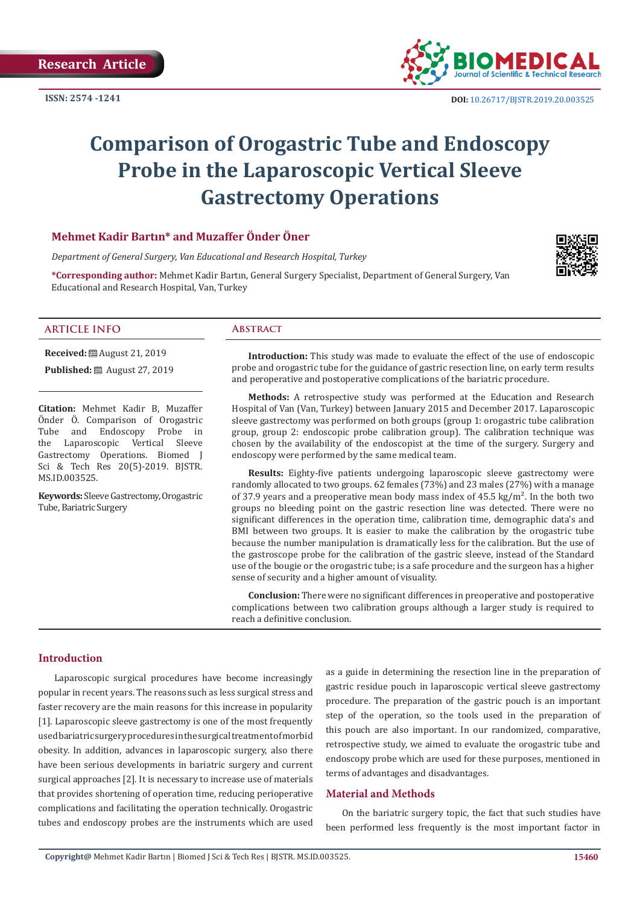Research Article

ISSN: 2574 -1241

DOI: 10.26717/BJSTR.2019.20.003525

# Comparison of Orogastric Tube and Endoscopy Probe in the Laparoscopic Vertical Sleeve Gastrectomy Operations

**Mehmet Kadir Bartın* and Muzaffer Önder Öner**

*Department of General Surgery, Van Educational and Research Hospital, Turkey*

***Corresponding author:** Mehmet Kadir Bartın, General Surgery Specialist, Department of General Surgery, Van Educational and Research Hospital, Van, Turkey

## ARTICLE INFO

**Received:** August 21, 2019

**Published:** August 27, 2019

**Citation:** Mehmet Kadir B, Muzaffer Önder Ö. Comparison of Orogastric Tube and Endoscopy Probe in the Laparoscopic Vertical Sleeve Gastrectomy Operations. Biomed J Sci & Tech Res 20(5)-2019. BJSTR. MS.ID.003525.

**Keywords:** Sleeve Gastrectomy, Orogastric Tube, Bariatric Surgery

## Abstract

**Introduction:** This study was made to evaluate the effect of the use of endoscopic probe and orogastric tube for the guidance of gastric resection line, on early term results and peroperative and postoperative complications of the bariatric procedure.

**Methods:** A retrospective study was performed at the Education and Research Hospital of Van (Van, Turkey) between January 2015 and December 2017. Laparoscopic sleeve gastrectomy was performed on both groups (group 1: orogastric tube calibration group, group 2: endoscopic probe calibration group). The calibration technique was chosen by the availability of the endoscopist at the time of the surgery. Surgery and endoscopy were performed by the same medical team.

**Results:** Eighty-five patients undergoing laparoscopic sleeve gastrectomy were randomly allocated to two groups. 62 females (73%) and 23 males (27%) with a manage of 37.9 years and a preoperative mean body mass index of 45.5 kg/m$^2$. In the both two groups no bleeding point on the gastric resection line was detected. There were no significant differences in the operation time, calibration time, demographic data's and BMI between two groups. It is easier to make the calibration by the orogastric tube because the number manipulation is dramatically less for the calibration. But the use of the gastroscope probe for the calibration of the gastric sleeve, instead of the Standard use of the bougie or the orogastric tube; is a safe procedure and the surgeon has a higher sense of security and a higher amount of visuality.

**Conclusion:** There were no significant differences in preoperative and postoperative complications between two calibration groups although a larger study is required to reach a definitive conclusion.

## Introduction

Laparoscopic surgical procedures have become increasingly popular in recent years. The reasons such as less surgical stress and faster recovery are the main reasons for this increase in popularity [1]. Laparoscopic sleeve gastrectomy is one of the most frequently used bariatric surgery procedures in the surgical treatment of morbid obesity. In addition, advances in laparoscopic surgery, also there have been serious developments in bariatric surgery and current surgical approaches [2]. It is necessary to increase use of materials that provides shortening of operation time, reducing perioperative complications and facilitating the operation technically. Orogastric tubes and endoscopy probes are the instruments which are used as a guide in determining the resection line in the preparation of gastric residue pouch in laparoscopic vertical sleeve gastrectomy procedure. The preparation of the gastric pouch is an important step of the operation, so the tools used in the preparation of this pouch are also important. In our randomized, comparative, retrospective study, we aimed to evaluate the orogastric tube and endoscopy probe which are used for these purposes, mentioned in terms of advantages and disadvantages.

## Material and Methods

On the bariatric surgery topic, the fact that such studies have been performed less frequently is the most important factor in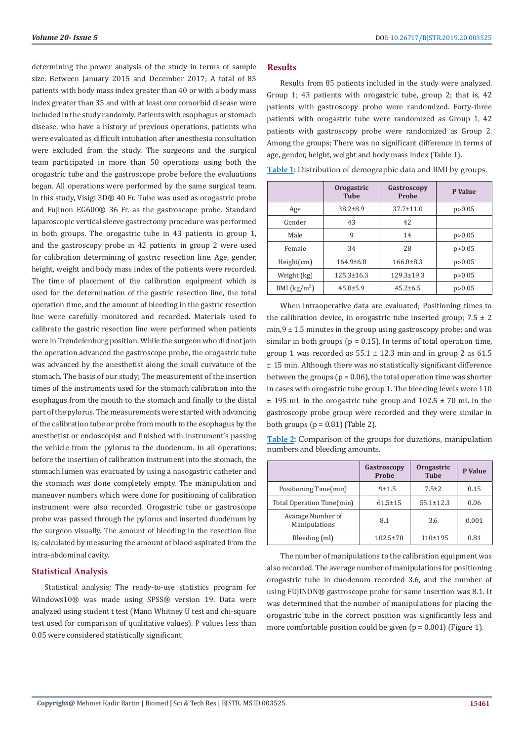determining the power analysis of the study in terms of sample size. Between January 2015 and December 2017; A total of 85 patients with body mass index greater than 40 or with a body mass index greater than 35 and with at least one comorbid disease were included in the study randomly. Patients with esophagus or stomach disease, who have a history of previous operations, patients who were evaluated as difficult intubation after anesthesia consultation were excluded from the study. The surgeons and the surgical team participated in more than 50 operations using both the orogastric tube and the gastroscope probe before the evaluations began. All operations were performed by the same surgical team. In this study, Visigi 3D® 40 Fr. Tube was used as orogastric probe and Fujinon EG600® 36 Fr. as the gastroscope probe. Standard laparoscopic vertical sleeve gastrectomy procedure was performed in both groups. The orogastric tube in 43 patients in group 1, and the gastroscopy probe in 42 patients in group 2 were used for calibration determining of gastric resection line. Age, gender, height, weight and body mass index of the patients were recorded. The time of placement of the calibration equipment which is used for the determination of the gastric resection line, the total operation time, and the amount of bleeding in the gastric resection line were carefully monitored and recorded. Materials used to calibrate the gastric resection line were performed when patients were in Trendelenburg position. While the surgeon who did not join the operation advanced the gastroscope probe, the orogastric tube was advanced by the anesthetist along the small curvature of the stomach. The basis of our study; The measurement of the insertion times of the instruments used for the stomach calibration into the esophagus from the mouth to the stomach and finally to the distal part of the pylorus. The measurements were started with advancing of the calibration tube or probe from mouth to the esophagus by the anesthetist or endoscopist and finished with instrument's passing the vehicle from the pylorus to the duodenum. In all operations; before the insertion of calibration instrument into the stomach, the stomach lumen was evacuated by using a nasogastric catheter and the stomach was done completely empty. The manipulation and maneuver numbers which were done for positioning of calibration instrument were also recorded. Orogastric tube or gastroscope probe was passed through the pylorus and inserted duodenum by the surgeon visually. The amount of bleeding in the resection line is; calculated by measuring the amount of blood aspirated from the intra-abdominal cavity.

## Statistical Analysis

Statistical analysis; The ready-to-use statistics program for Windows10® was made using SPSS® version 19. Data were analyzed using student t test (Mann Whitney U test and chi-square test used for comparison of qualitative values). P values less than 0.05 were considered statistically significant.

## Results

Results from 85 patients included in the study were analyzed. Group 1; 43 patients with orogastric tube, group 2; that is, 42 patients with gastroscopy probe were randomized. Forty-three patients with orogastric tube were randomized as Group 1, 42 patients with gastroscopy probe were randomized as Group 2. Among the groups; There was no significant difference in terms of age, gender, height, weight and body mass index (Table 1).

**Table 1:** Distribution of demographic data and BMI by groups.

| | Orogastric Tube | Gastroscopy Probe | P Value |
|---|---|---|---|
| Age | 38.2±8.9 | 37.7±11.0 | p>0.05 |
| Gender | 43 | 42 | |
| Male | 9 | 14 | p>0.05 |
| Female | 34 | 28 | p>0.05 |
| Height(cm) | 164.9±6.8 | 166.0±8.3 | p>0.05 |
| Weight (kg) | 125.3±16.3 | 129.3±19.3 | p>0.05 |
| BMI (kg/m$^2$) | 45.8±5.9 | 45.2±6.5 | p>0.05 |

When intraoperative data are evaluated; Positioning times to the calibration device, in orogastric tube inserted group; 7.5 ± 2 min, 9 ± 1.5 minutes in the group using gastroscopy probe; and was similar in both groups (p = 0.15). In terms of total operation time, group 1 was recorded as 55.1 ± 12.3 min and in group 2 as 61.5 ± 15 min. Although there was no statistically significant difference between the groups (p = 0.06), the total operation time was shorter in cases with orogastric tube group 1. The bleeding levels were 110 ± 195 mL in the orogastric tube group and 102.5 ± 70 mL in the gastroscopy probe group were recorded and they were similar in both groups (p = 0.81) (Table 2).

**Table 2:** Comparison of the groups for durations, manipulation numbers and bleeding amounts.

| | Gastroscopy Probe | Orogastric Tube | P Value |
|---|---|---|---|
| Positioning Time(min) | 9±1.5 | 7.5±2 | 0.15 |
| Total Operation Time(min) | 61.5±15 | 55.1±12.3 | 0.06 |
| Avarage Number of Manipulations | 8.1 | 3.6 | 0.001 |
| Bleeding (ml) | 102.5±70 | 110±195 | 0.81 |

The number of manipulations to the calibration equipment was also recorded. The average number of manipulations for positioning orogastric tube in duodenum recorded 3.6, and the number of using FUJINON® gastroscope probe for same insertion was 8.1. It was determined that the number of manipulations for placing the orogastric tube in the correct position was significantly less and more comfortable position could be given (p = 0.001) (Figure 1).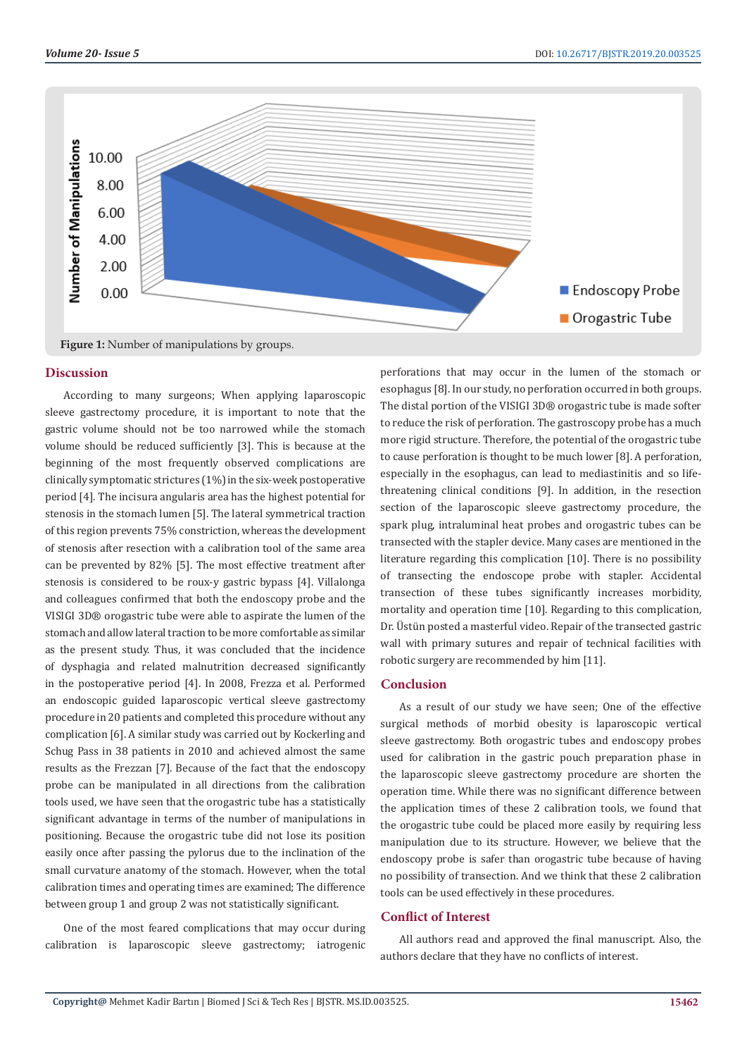**Figure 1:** Number of manipulations by groups.

## Discussion

According to many surgeons; When applying laparoscopic sleeve gastrectomy procedure, it is important to note that the gastric volume should not be too narrowed while the stomach volume should be reduced sufficiently [3]. This is because at the beginning of the most frequently observed complications are clinically symptomatic strictures (1%) in the six-week postoperative period [4]. The incisura angularis area has the highest potential for stenosis in the stomach lumen [5]. The lateral symmetrical traction of this region prevents 75% constriction, whereas the development of stenosis after resection with a calibration tool of the same area can be prevented by 82% [5]. The most effective treatment after stenosis is considered to be roux-y gastric bypass [4]. Villalonga and colleagues confirmed that both the endoscopy probe and the VISIGI 3D® orogastric tube were able to aspirate the lumen of the stomach and allow lateral traction to be more comfortable as similar as the present study. Thus, it was concluded that the incidence of dysphagia and related malnutrition decreased significantly in the postoperative period [4]. In 2008, Frezza et al. Performed an endoscopic guided laparoscopic vertical sleeve gastrectomy procedure in 20 patients and completed this procedure without any complication [6]. A similar study was carried out by Kockerling and Schug Pass in 38 patients in 2010 and achieved almost the same results as the Frezzan [7]. Because of the fact that the endoscopy probe can be manipulated in all directions from the calibration tools used, we have seen that the orogastric tube has a statistically significant advantage in terms of the number of manipulations in positioning. Because the orogastric tube did not lose its position easily once after passing the pylorus due to the inclination of the small curvature anatomy of the stomach. However, when the total calibration times and operating times are examined; The difference between group 1 and group 2 was not statistically significant.

One of the most feared complications that may occur during calibration is laparoscopic sleeve gastrectomy; iatrogenic perforations that may occur in the lumen of the stomach or esophagus [8]. In our study, no perforation occurred in both groups. The distal portion of the VISIGI 3D® orogastric tube is made softer to reduce the risk of perforation. The gastroscopy probe has a much more rigid structure. Therefore, the potential of the orogastric tube to cause perforation is thought to be much lower [8]. A perforation, especially in the esophagus, can lead to mediastinitis and so life-threatening clinical conditions [9]. In addition, in the resection section of the laparoscopic sleeve gastrectomy procedure, the spark plug, intraluminal heat probes and orogastric tubes can be transected with the stapler device. Many cases are mentioned in the literature regarding this complication [10]. There is no possibility of transecting the endoscope probe with stapler. Accidental transection of these tubes significantly increases morbidity, mortality and operation time [10]. Regarding to this complication, Dr. Üstün posted a masterful video. Repair of the transected gastric wall with primary sutures and repair of technical facilities with robotic surgery are recommended by him [11].

## Conclusion

As a result of our study we have seen; One of the effective surgical methods of morbid obesity is laparoscopic vertical sleeve gastrectomy. Both orogastric tubes and endoscopy probes used for calibration in the gastric pouch preparation phase in the laparoscopic sleeve gastrectomy procedure are shorten the operation time. While there was no significant difference between the application times of these 2 calibration tools, we found that the orogastric tube could be placed more easily by requiring less manipulation due to its structure. However, we believe that the endoscopy probe is safer than orogastric tube because of having no possibility of transection. And we think that these 2 calibration tools can be used effectively in these procedures.

## Conflict of Interest

All authors read and approved the final manuscript. Also, the authors declare that they have no conflicts of interest.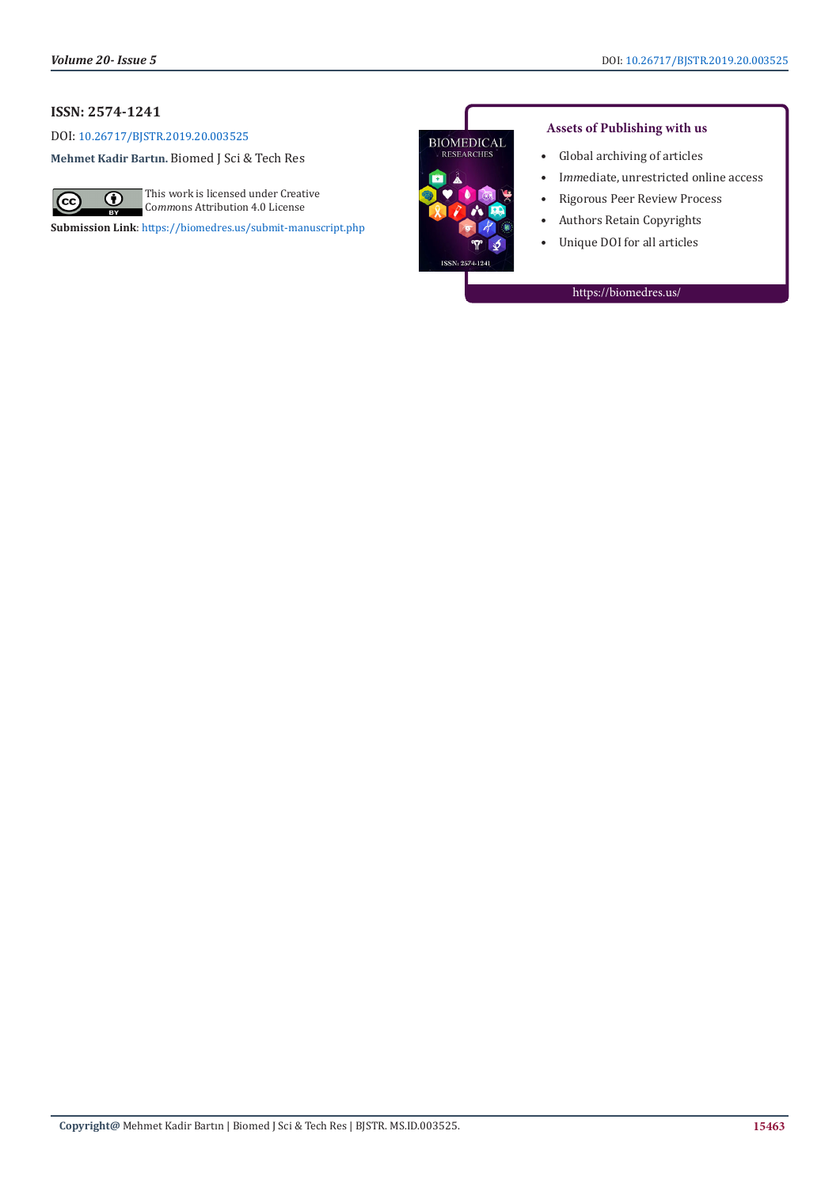**ISSN: 2574-1241**

DOI: 10.26717/BJSTR.2019.20.003525

**Mehmet Kadir Bartın.** Biomed J Sci & Tech Res

This work is licensed under Creative Commons Attribution 4.0 License

**Submission Link**: https://biomedres.us/submit-manuscript.php

### Assets of Publishing with us

- Global archiving of articles
- Immediate, unrestricted online access
- Rigorous Peer Review Process
- Authors Retain Copyrights
- Unique DOI for all articles

https://biomedres.us/